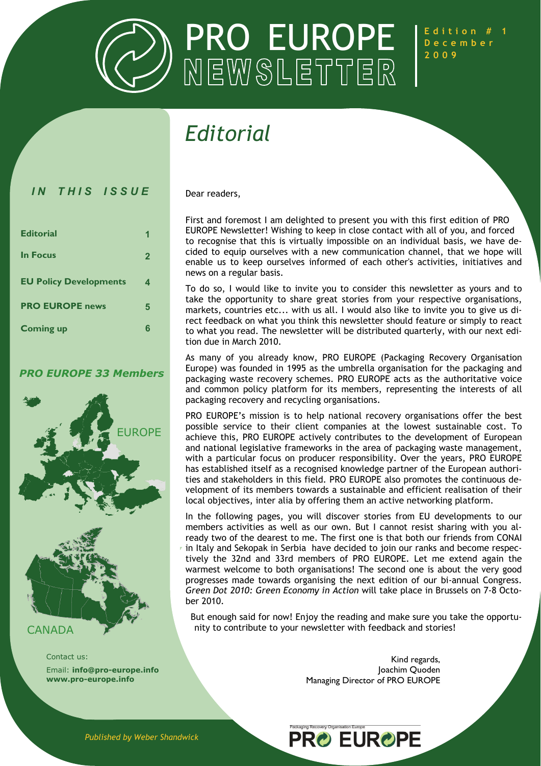# PRO EUROPE NEWSLETTER

**Edition # 1**
**December 2009**

*IN THIS ISSUE*

| | |
|---|---|
| **Editorial** | 1 |
| **In Focus** | 2 |
| **EU Policy Developments** | 4 |
| **PRO EUROPE news** | 5 |
| **Coming up** | 6 |

***PRO EUROPE 33 Members***

EUROPE

CANADA

Contact us:
Email: **info@pro-europe.info**
**www.pro-europe.info**

## *Editorial*

Dear readers,

First and foremost I am delighted to present you with this first edition of PRO EUROPE Newsletter! Wishing to keep in close contact with all of you, and forced to recognise that this is virtually impossible on an individual basis, we have decided to equip ourselves with a new communication channel, that we hope will enable us to keep ourselves informed of each other's activities, initiatives and news on a regular basis.

To do so, I would like to invite you to consider this newsletter as yours and to take the opportunity to share great stories from your respective organisations, markets, countries etc... with us all. I would also like to invite you to give us direct feedback on what you think this newsletter should feature or simply to react to what you read. The newsletter will be distributed quarterly, with our next edition due in March 2010.

As many of you already know, PRO EUROPE (Packaging Recovery Organisation Europe) was founded in 1995 as the umbrella organisation for the packaging and packaging waste recovery schemes. PRO EUROPE acts as the authoritative voice and common policy platform for its members, representing the interests of all packaging recovery and recycling organisations.

PRO EUROPE's mission is to help national recovery organisations offer the best possible service to their client companies at the lowest sustainable cost. To achieve this, PRO EUROPE actively contributes to the development of European and national legislative frameworks in the area of packaging waste management, with a particular focus on producer responsibility. Over the years, PRO EUROPE has established itself as a recognised knowledge partner of the European authorities and stakeholders in this field. PRO EUROPE also promotes the continuous development of its members towards a sustainable and efficient realisation of their local objectives, inter alia by offering them an active networking platform.

In the following pages, you will discover stories from EU developments to our members activities as well as our own. But I cannot resist sharing with you already two of the dearest to me. The first one is that both our friends from CONAI in Italy and Sekopak in Serbia have decided to join our ranks and become respectively the 32nd and 33rd members of PRO EUROPE. Let me extend again the warmest welcome to both organisations! The second one is about the very good progresses made towards organising the next edition of our bi-annual Congress. *Green Dot 2010: Green Economy in Action* will take place in Brussels on 7-8 October 2010.

But enough said for now! Enjoy the reading and make sure you take the opportunity to contribute to your newsletter with feedback and stories!

Kind regards,
Joachim Quoden
Managing Director of PRO EUROPE

*Published by Weber Shandwick*

Packaging Recovery Organisation Europe
PRO EUROPE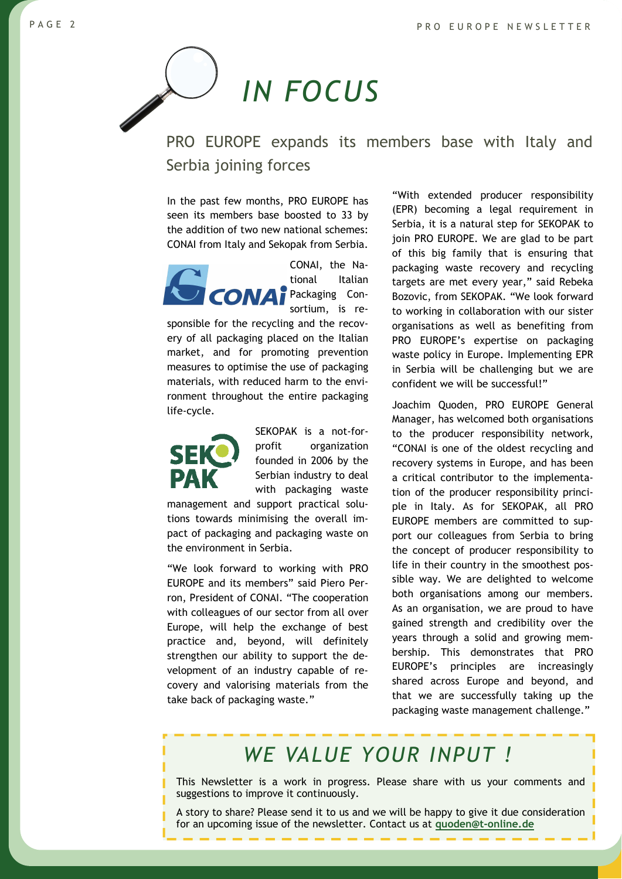# IN FOCUS

## PRO EUROPE expands its members base with Italy and Serbia joining forces

In the past few months, PRO EUROPE has seen its members base boosted to 33 by the addition of two new national schemes: CONAI from Italy and Sekopak from Serbia.

CONAI, the National Italian Packaging Consortium, is responsible for the recycling and the recovery of all packaging placed on the Italian market, and for promoting prevention measures to optimise the use of packaging materials, with reduced harm to the environment throughout the entire packaging life-cycle.

SEKOPAK is a not-for-profit organization founded in 2006 by the Serbian industry to deal with packaging waste management and support practical solutions towards minimising the overall impact of packaging and packaging waste on the environment in Serbia.

"We look forward to working with PRO EUROPE and its members" said Piero Perron, President of CONAI. "The cooperation with colleagues of our sector from all over Europe, will help the exchange of best practice and, beyond, will definitely strengthen our ability to support the development of an industry capable of recovery and valorising materials from the take back of packaging waste."

"With extended producer responsibility (EPR) becoming a legal requirement in Serbia, it is a natural step for SEKOPAK to join PRO EUROPE. We are glad to be part of this big family that is ensuring that packaging waste recovery and recycling targets are met every year," said Rebeka Bozovic, from SEKOPAK. "We look forward to working in collaboration with our sister organisations as well as benefiting from PRO EUROPE's expertise on packaging waste policy in Europe. Implementing EPR in Serbia will be challenging but we are confident we will be successful!"

Joachim Quoden, PRO EUROPE General Manager, has welcomed both organisations to the producer responsibility network, "CONAI is one of the oldest recycling and recovery systems in Europe, and has been a critical contributor to the implementation of the producer responsibility principle in Italy. As for SEKOPAK, all PRO EUROPE members are committed to support our colleagues from Serbia to bring the concept of producer responsibility to life in their country in the smoothest possible way. We are delighted to welcome both organisations among our members. As an organisation, we are proud to have gained strength and credibility over the years through a solid and growing membership. This demonstrates that PRO EUROPE's principles are increasingly shared across Europe and beyond, and that we are successfully taking up the packaging waste management challenge."

## WE VALUE YOUR INPUT !

This Newsletter is a work in progress. Please share with us your comments and suggestions to improve it continuously.

A story to share? Please send it to us and we will be happy to give it due consideration for an upcoming issue of the newsletter. Contact us at **quoden@t-online.de**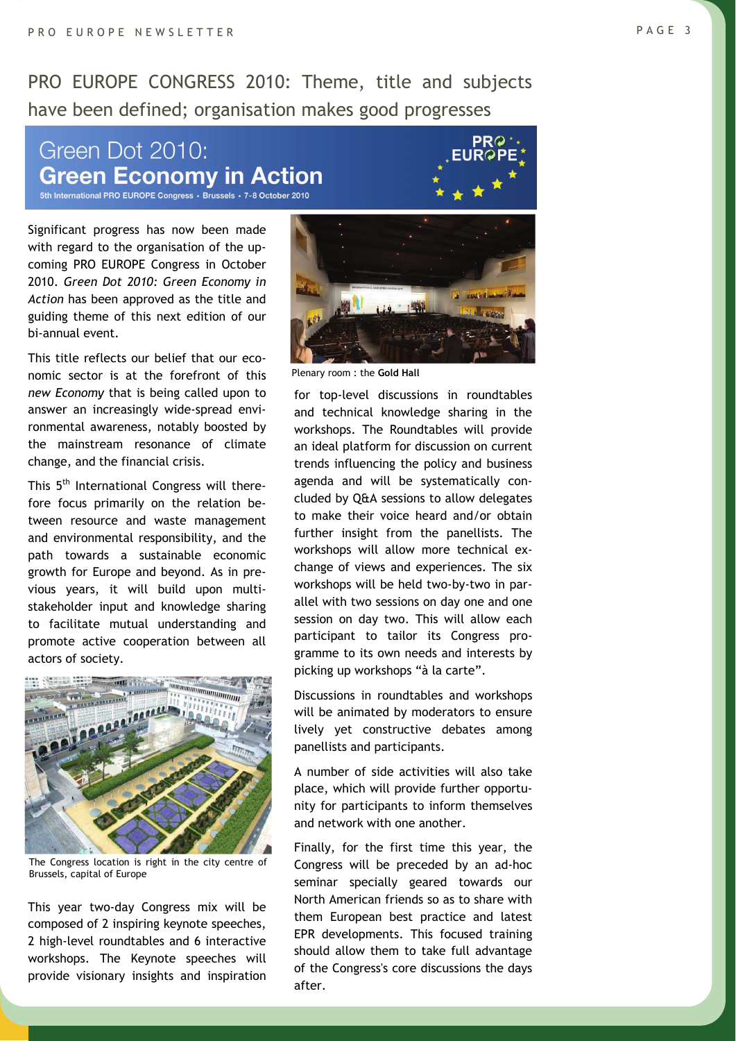# PRO EUROPE CONGRESS 2010: Theme, title and subjects have been defined; organisation makes good progresses

## Green Dot 2010: **Green Economy in Action**

5th International PRO EUROPE Congress • Brussels • 7-8 October 2010

Significant progress has now been made with regard to the organisation of the upcoming PRO EUROPE Congress in October 2010. *Green Dot 2010: Green Economy in Action* has been approved as the title and guiding theme of this next edition of our bi-annual event.

This title reflects our belief that our economic sector is at the forefront of this *new Economy* that is being called upon to answer an increasingly wide-spread environmental awareness, notably boosted by the mainstream resonance of climate change, and the financial crisis.

This 5th International Congress will therefore focus primarily on the relation between resource and waste management and environmental responsibility, and the path towards a sustainable economic growth for Europe and beyond. As in previous years, it will build upon multi-stakeholder input and knowledge sharing to facilitate mutual understanding and promote active cooperation between all actors of society.

The Congress location is right in the city centre of Brussels, capital of Europe

This year two-day Congress mix will be composed of 2 inspiring keynote speeches, 2 high-level roundtables and 6 interactive workshops. The Keynote speeches will provide visionary insights and inspiration for top-level discussions in roundtables and technical knowledge sharing in the workshops. The Roundtables will provide an ideal platform for discussion on current trends influencing the policy and business agenda and will be systematically concluded by Q&A sessions to allow delegates to make their voice heard and/or obtain further insight from the panellists. The workshops will allow more technical exchange of views and experiences. The six workshops will be held two-by-two in parallel with two sessions on day one and one session on day two. This will allow each participant to tailor its Congress programme to its own needs and interests by picking up workshops "à la carte".

Plenary room : the **Gold Hall**

Discussions in roundtables and workshops will be animated by moderators to ensure lively yet constructive debates among panellists and participants.

A number of side activities will also take place, which will provide further opportunity for participants to inform themselves and network with one another.

Finally, for the first time this year, the Congress will be preceded by an ad-hoc seminar specially geared towards our North American friends so as to share with them European best practice and latest EPR developments. This focused training should allow them to take full advantage of the Congress's core discussions the days after.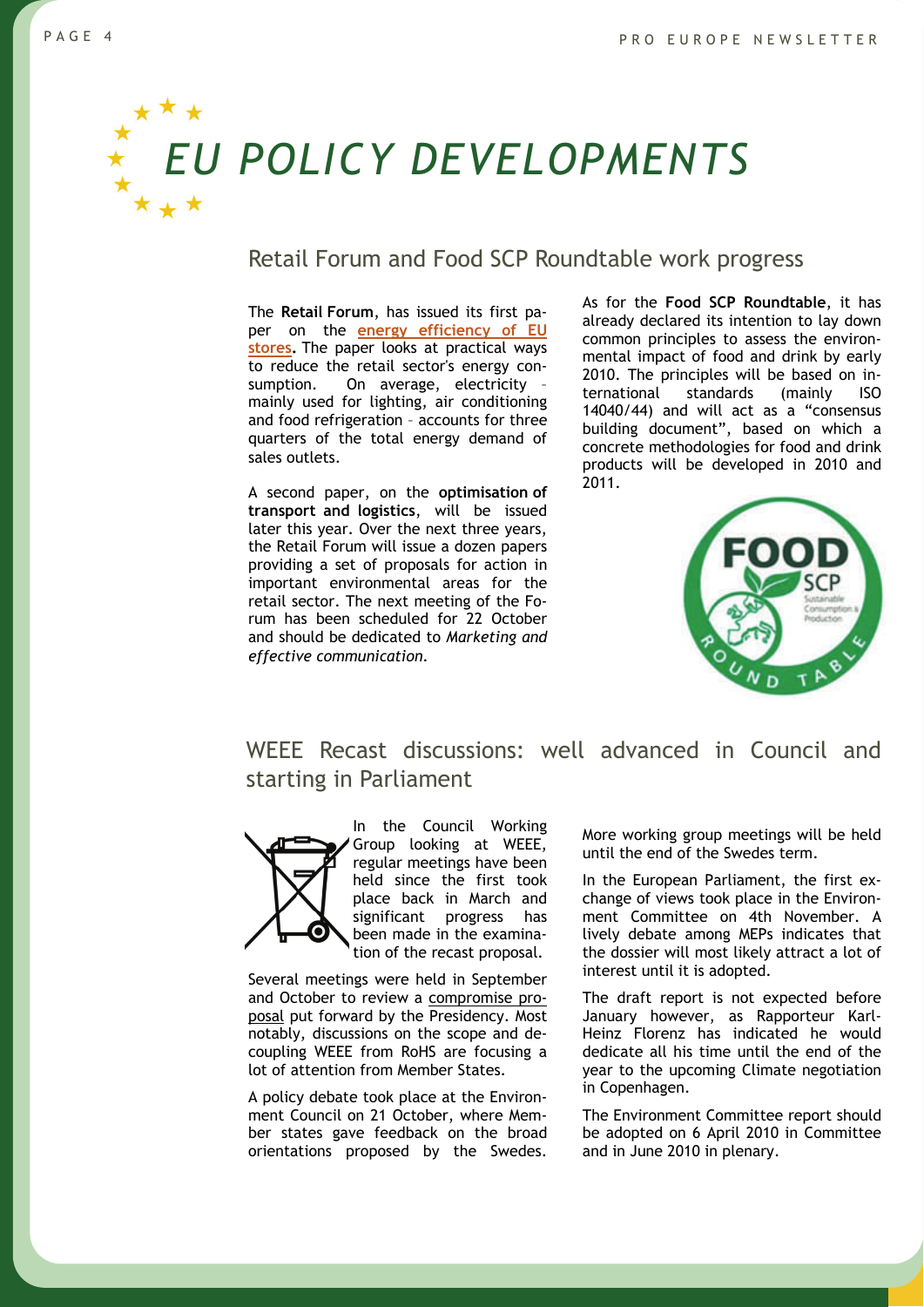# EU POLICY DEVELOPMENTS

## Retail Forum and Food SCP Roundtable work progress

The **Retail Forum**, has issued its first paper on the **energy efficiency of EU stores**. The paper looks at practical ways to reduce the retail sector's energy consumption. On average, electricity – mainly used for lighting, air conditioning and food refrigeration – accounts for three quarters of the total energy demand of sales outlets.

A second paper, on the **optimisation of transport and logistics**, will be issued later this year. Over the next three years, the Retail Forum will issue a dozen papers providing a set of proposals for action in important environmental areas for the retail sector. The next meeting of the Forum has been scheduled for 22 October and should be dedicated to *Marketing and effective communication*.

As for the **Food SCP Roundtable**, it has already declared its intention to lay down common principles to assess the environmental impact of food and drink by early 2010. The principles will be based on international standards (mainly ISO 14040/44) and will act as a "consensus building document", based on which a concrete methodologies for food and drink products will be developed in 2010 and 2011.

## WEEE Recast discussions: well advanced in Council and starting in Parliament

In the Council Working Group looking at WEEE, regular meetings have been held since the first took place back in March and significant progress has been made in the examination of the recast proposal.

Several meetings were held in September and October to review a compromise proposal put forward by the Presidency. Most notably, discussions on the scope and decoupling WEEE from RoHS are focusing a lot of attention from Member States.

A policy debate took place at the Environment Council on 21 October, where Member states gave feedback on the broad orientations proposed by the Swedes.

More working group meetings will be held until the end of the Swedes term.

In the European Parliament, the first exchange of views took place in the Environment Committee on 4th November. A lively debate among MEPs indicates that the dossier will most likely attract a lot of interest until it is adopted.

The draft report is not expected before January however, as Rapporteur Karl-Heinz Florenz has indicated he would dedicate all his time until the end of the year to the upcoming Climate negotiation in Copenhagen.

The Environment Committee report should be adopted on 6 April 2010 in Committee and in June 2010 in plenary.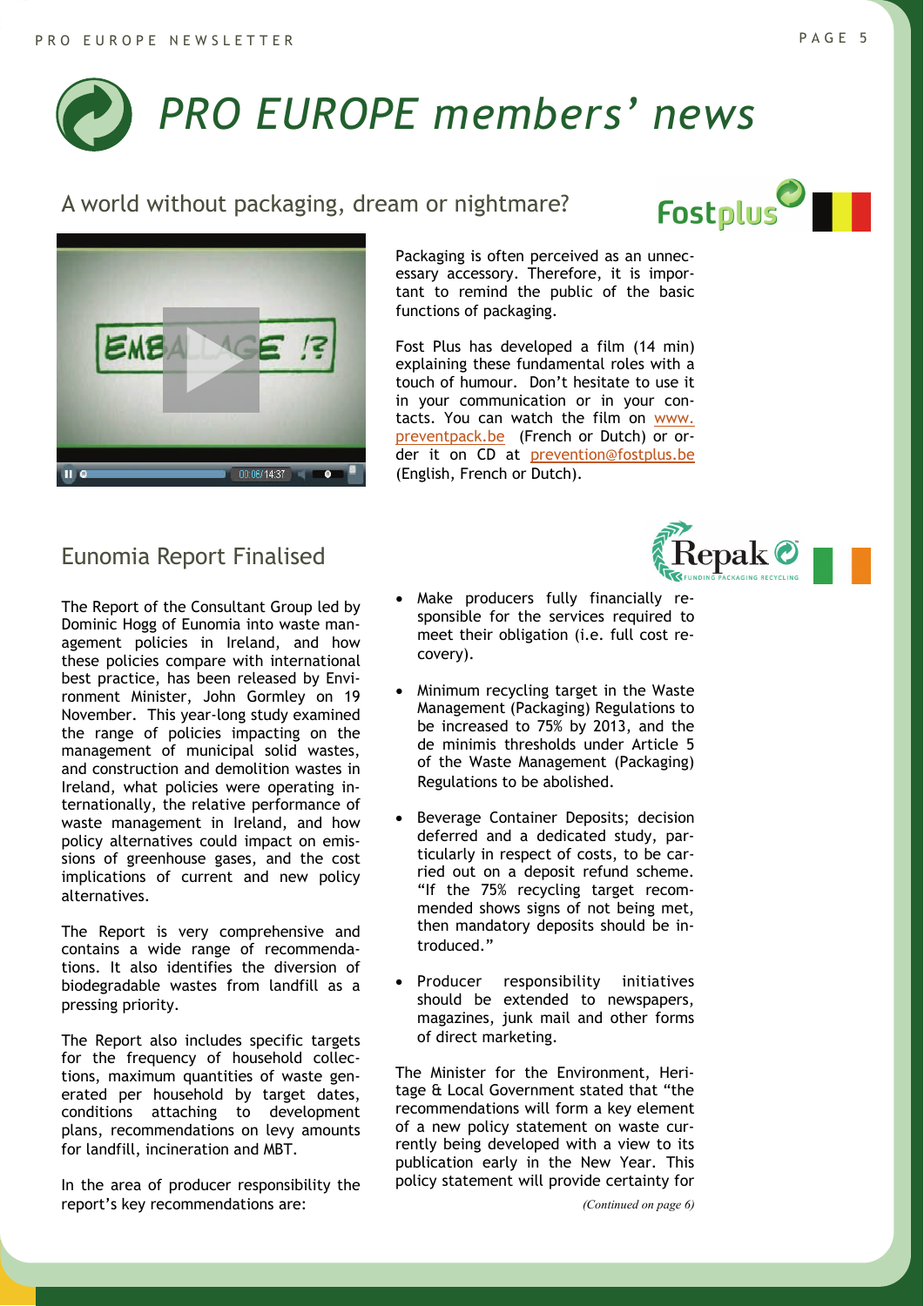# PRO EUROPE members' news

## A world without packaging, dream or nightmare?

Packaging is often perceived as an unnecessary accessory. Therefore, it is important to remind the public of the basic functions of packaging.

Fost Plus has developed a film (14 min) explaining these fundamental roles with a touch of humour. Don't hesitate to use it in your communication or in your contacts. You can watch the film on www.preventpack.be (French or Dutch) or order it on CD at prevention@fostplus.be (English, French or Dutch).

## Eunomia Report Finalised

The Report of the Consultant Group led by Dominic Hogg of Eunomia into waste management policies in Ireland, and how these policies compare with international best practice, has been released by Environment Minister, John Gormley on 19 November. This year-long study examined the range of policies impacting on the management of municipal solid wastes, and construction and demolition wastes in Ireland, what policies were operating internationally, the relative performance of waste management in Ireland, and how policy alternatives could impact on emissions of greenhouse gases, and the cost implications of current and new policy alternatives.

The Report is very comprehensive and contains a wide range of recommendations. It also identifies the diversion of biodegradable wastes from landfill as a pressing priority.

The Report also includes specific targets for the frequency of household collections, maximum quantities of waste generated per household by target dates, conditions attaching to development plans, recommendations on levy amounts for landfill, incineration and MBT.

In the area of producer responsibility the report's key recommendations are:

- Make producers fully financially responsible for the services required to meet their obligation (i.e. full cost recovery).
- Minimum recycling target in the Waste Management (Packaging) Regulations to be increased to 75% by 2013, and the de minimis thresholds under Article 5 of the Waste Management (Packaging) Regulations to be abolished.
- Beverage Container Deposits; decision deferred and a dedicated study, particularly in respect of costs, to be carried out on a deposit refund scheme. "If the 75% recycling target recommended shows signs of not being met, then mandatory deposits should be introduced."
- Producer responsibility initiatives should be extended to newspapers, magazines, junk mail and other forms of direct marketing.

The Minister for the Environment, Heritage & Local Government stated that "the recommendations will form a key element of a new policy statement on waste currently being developed with a view to its publication early in the New Year. This policy statement will provide certainty for

*(Continued on page 6)*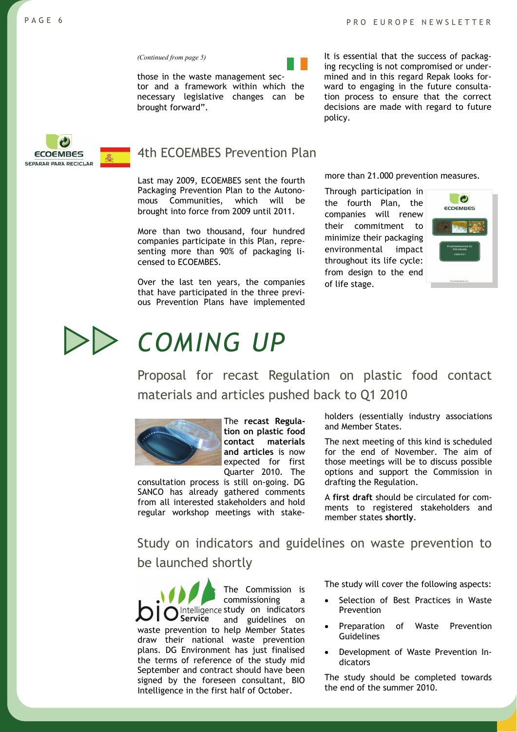*(Continued from page 5)*

those in the waste management sector and a framework within which the necessary legislative changes can be brought forward".

It is essential that the success of packaging recycling is not compromised or undermined and in this regard Repak looks forward to engaging in the future consultation process to ensure that the correct decisions are made with regard to future policy.

## 4th ECOEMBES Prevention Plan

Last may 2009, ECOEMBES sent the fourth Packaging Prevention Plan to the Autonomous Communities, which will be brought into force from 2009 until 2011.

More than two thousand, four hundred companies participate in this Plan, representing more than 90% of packaging licensed to ECOEMBES.

Over the last ten years, the companies that have participated in the three previous Prevention Plans have implemented more than 21.000 prevention measures.

Through participation in the fourth Plan, the companies will renew their commitment to minimize their packaging environmental impact throughout its life cycle: from design to the end of life stage.

# *COMING UP*

## Proposal for recast Regulation on plastic food contact materials and articles pushed back to Q1 2010

The **recast Regulation on plastic food contact materials and articles** is now expected for first Quarter 2010. The consultation process is still on-going. DG SANCO has already gathered comments from all interested stakeholders and hold regular workshop meetings with stakeholders (essentially industry associations and Member States.

The next meeting of this kind is scheduled for the end of November. The aim of those meetings will be to discuss possible options and support the Commission in drafting the Regulation.

A **first draft** should be circulated for comments to registered stakeholders and member states **shortly**.

## Study on indicators and guidelines on waste prevention to be launched shortly

The Commission is commissioning a study on indicators and guidelines on waste prevention to help Member States draw their national waste prevention plans. DG Environment has just finalised the terms of reference of the study mid September and contract should have been signed by the foreseen consultant, BIO Intelligence in the first half of October.

The study will cover the following aspects:

- Selection of Best Practices in Waste Prevention
- Preparation of Waste Prevention Guidelines
- Development of Waste Prevention Indicators

The study should be completed towards the end of the summer 2010.